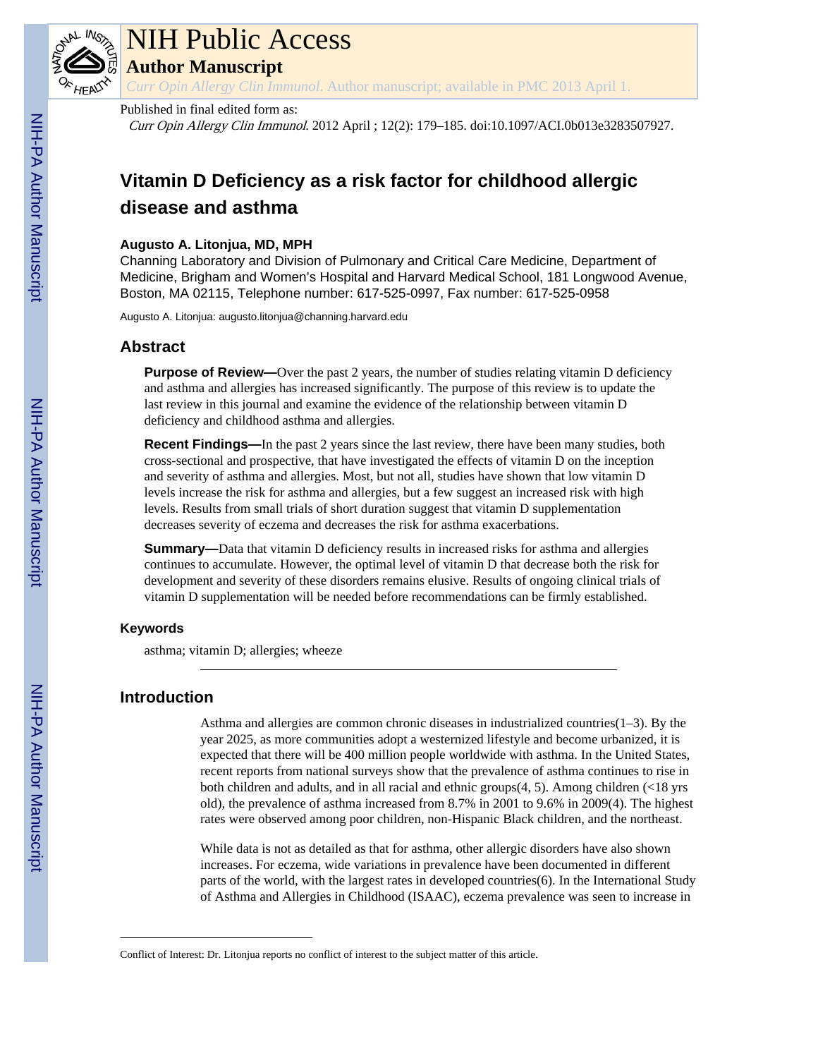# NIH Public Access

## Author Manuscript

*Curr Opin Allergy Clin Immunol*. Author manuscript; available in PMC 2013 April 1.

Published in final edited form as:

*Curr Opin Allergy Clin Immunol*. 2012 April ; 12(2): 179–185. doi:10.1097/ACI.0b013e3283507927.

# Vitamin D Deficiency as a risk factor for childhood allergic disease and asthma

**Augusto A. Litonjua, MD, MPH**

Channing Laboratory and Division of Pulmonary and Critical Care Medicine, Department of Medicine, Brigham and Women's Hospital and Harvard Medical School, 181 Longwood Avenue, Boston, MA 02115, Telephone number: 617-525-0997, Fax number: 617-525-0958

Augusto A. Litonjua: augusto.litonjua@channing.harvard.edu

## Abstract

**Purpose of Review—**Over the past 2 years, the number of studies relating vitamin D deficiency and asthma and allergies has increased significantly. The purpose of this review is to update the last review in this journal and examine the evidence of the relationship between vitamin D deficiency and childhood asthma and allergies.

**Recent Findings—**In the past 2 years since the last review, there have been many studies, both cross-sectional and prospective, that have investigated the effects of vitamin D on the inception and severity of asthma and allergies. Most, but not all, studies have shown that low vitamin D levels increase the risk for asthma and allergies, but a few suggest an increased risk with high levels. Results from small trials of short duration suggest that vitamin D supplementation decreases severity of eczema and decreases the risk for asthma exacerbations.

**Summary—**Data that vitamin D deficiency results in increased risks for asthma and allergies continues to accumulate. However, the optimal level of vitamin D that decrease both the risk for development and severity of these disorders remains elusive. Results of ongoing clinical trials of vitamin D supplementation will be needed before recommendations can be firmly established.

### Keywords

asthma; vitamin D; allergies; wheeze

## Introduction

Asthma and allergies are common chronic diseases in industrialized countries(1–3). By the year 2025, as more communities adopt a westernized lifestyle and become urbanized, it is expected that there will be 400 million people worldwide with asthma. In the United States, recent reports from national surveys show that the prevalence of asthma continues to rise in both children and adults, and in all racial and ethnic groups(4, 5). Among children (<18 yrs old), the prevalence of asthma increased from 8.7% in 2001 to 9.6% in 2009(4). The highest rates were observed among poor children, non-Hispanic Black children, and the northeast.

While data is not as detailed as that for asthma, other allergic disorders have also shown increases. For eczema, wide variations in prevalence have been documented in different parts of the world, with the largest rates in developed countries(6). In the International Study of Asthma and Allergies in Childhood (ISAAC), eczema prevalence was seen to increase in

Conflict of Interest: Dr. Litonjua reports no conflict of interest to the subject matter of this article.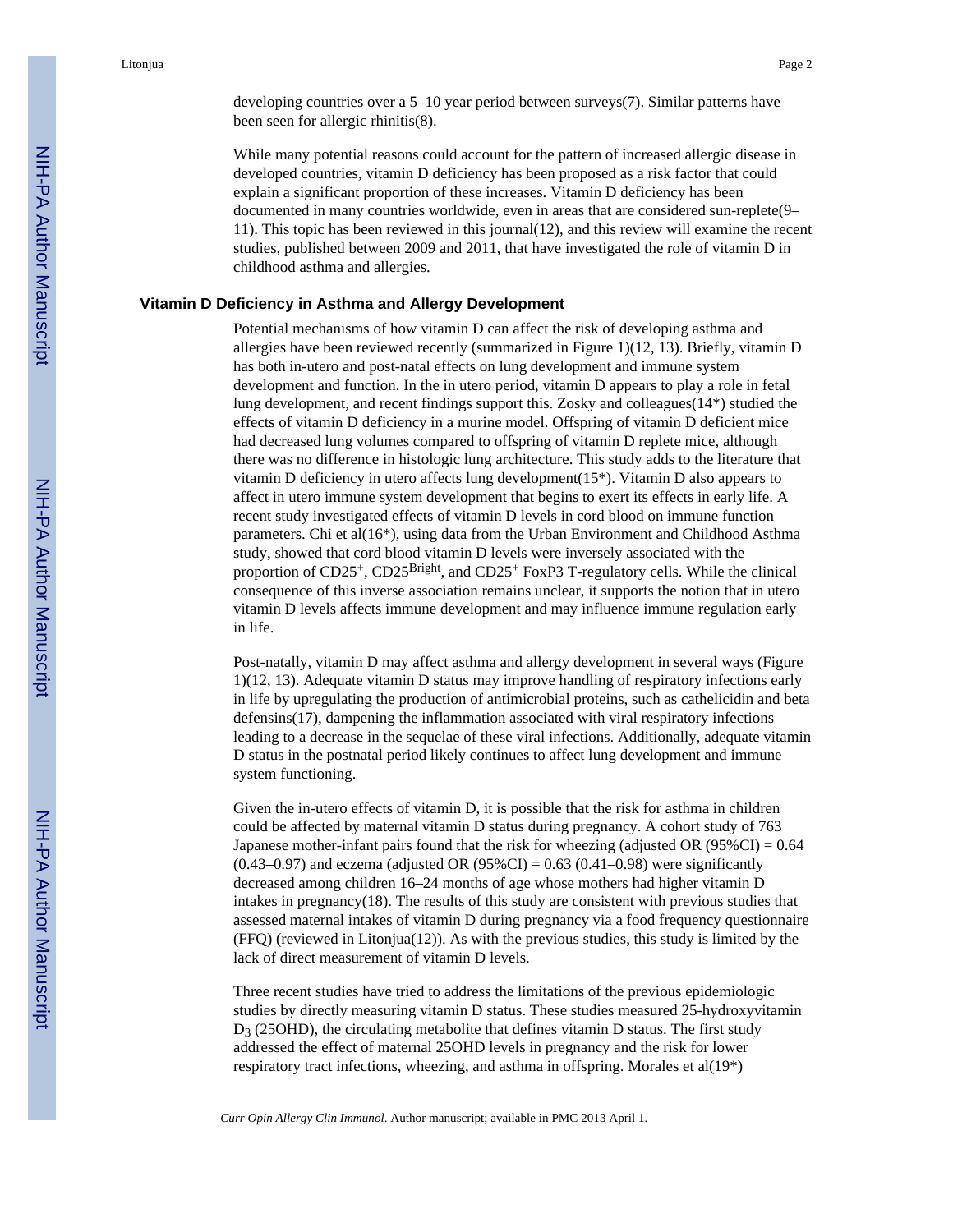developing countries over a 5–10 year period between surveys(7). Similar patterns have been seen for allergic rhinitis(8).

While many potential reasons could account for the pattern of increased allergic disease in developed countries, vitamin D deficiency has been proposed as a risk factor that could explain a significant proportion of these increases. Vitamin D deficiency has been documented in many countries worldwide, even in areas that are considered sun-replete(9–11). This topic has been reviewed in this journal(12), and this review will examine the recent studies, published between 2009 and 2011, that have investigated the role of vitamin D in childhood asthma and allergies.

## Vitamin D Deficiency in Asthma and Allergy Development

Potential mechanisms of how vitamin D can affect the risk of developing asthma and allergies have been reviewed recently (summarized in Figure 1)(12, 13). Briefly, vitamin D has both in-utero and post-natal effects on lung development and immune system development and function. In the in utero period, vitamin D appears to play a role in fetal lung development, and recent findings support this. Zosky and colleagues(14*) studied the effects of vitamin D deficiency in a murine model. Offspring of vitamin D deficient mice had decreased lung volumes compared to offspring of vitamin D replete mice, although there was no difference in histologic lung architecture. This study adds to the literature that vitamin D deficiency in utero affects lung development(15*). Vitamin D also appears to affect in utero immune system development that begins to exert its effects in early life. A recent study investigated effects of vitamin D levels in cord blood on immune function parameters. Chi et al(16*), using data from the Urban Environment and Childhood Asthma study, showed that cord blood vitamin D levels were inversely associated with the proportion of $CD25^{+}$, $CD25^{Bright}$, and $CD25^{+}$ FoxP3 T-regulatory cells. While the clinical consequence of this inverse association remains unclear, it supports the notion that in utero vitamin D levels affects immune development and may influence immune regulation early in life.

Post-natally, vitamin D may affect asthma and allergy development in several ways (Figure 1)(12, 13). Adequate vitamin D status may improve handling of respiratory infections early in life by upregulating the production of antimicrobial proteins, such as cathelicidin and beta defensins(17), dampening the inflammation associated with viral respiratory infections leading to a decrease in the sequelae of these viral infections. Additionally, adequate vitamin D status in the postnatal period likely continues to affect lung development and immune system functioning.

Given the in-utero effects of vitamin D, it is possible that the risk for asthma in children could be affected by maternal vitamin D status during pregnancy. A cohort study of 763 Japanese mother-infant pairs found that the risk for wheezing (adjusted OR (95%CI) = 0.64 (0.43–0.97) and eczema (adjusted OR (95%CI) = 0.63 (0.41–0.98) were significantly decreased among children 16–24 months of age whose mothers had higher vitamin D intakes in pregnancy(18). The results of this study are consistent with previous studies that assessed maternal intakes of vitamin D during pregnancy via a food frequency questionnaire (FFQ) (reviewed in Litonjua(12)). As with the previous studies, this study is limited by the lack of direct measurement of vitamin D levels.

Three recent studies have tried to address the limitations of the previous epidemiologic studies by directly measuring vitamin D status. These studies measured 25-hydroxyvitamin $D_3$ (25OHD), the circulating metabolite that defines vitamin D status. The first study addressed the effect of maternal 25OHD levels in pregnancy and the risk for lower respiratory tract infections, wheezing, and asthma in offspring. Morales et al(19*)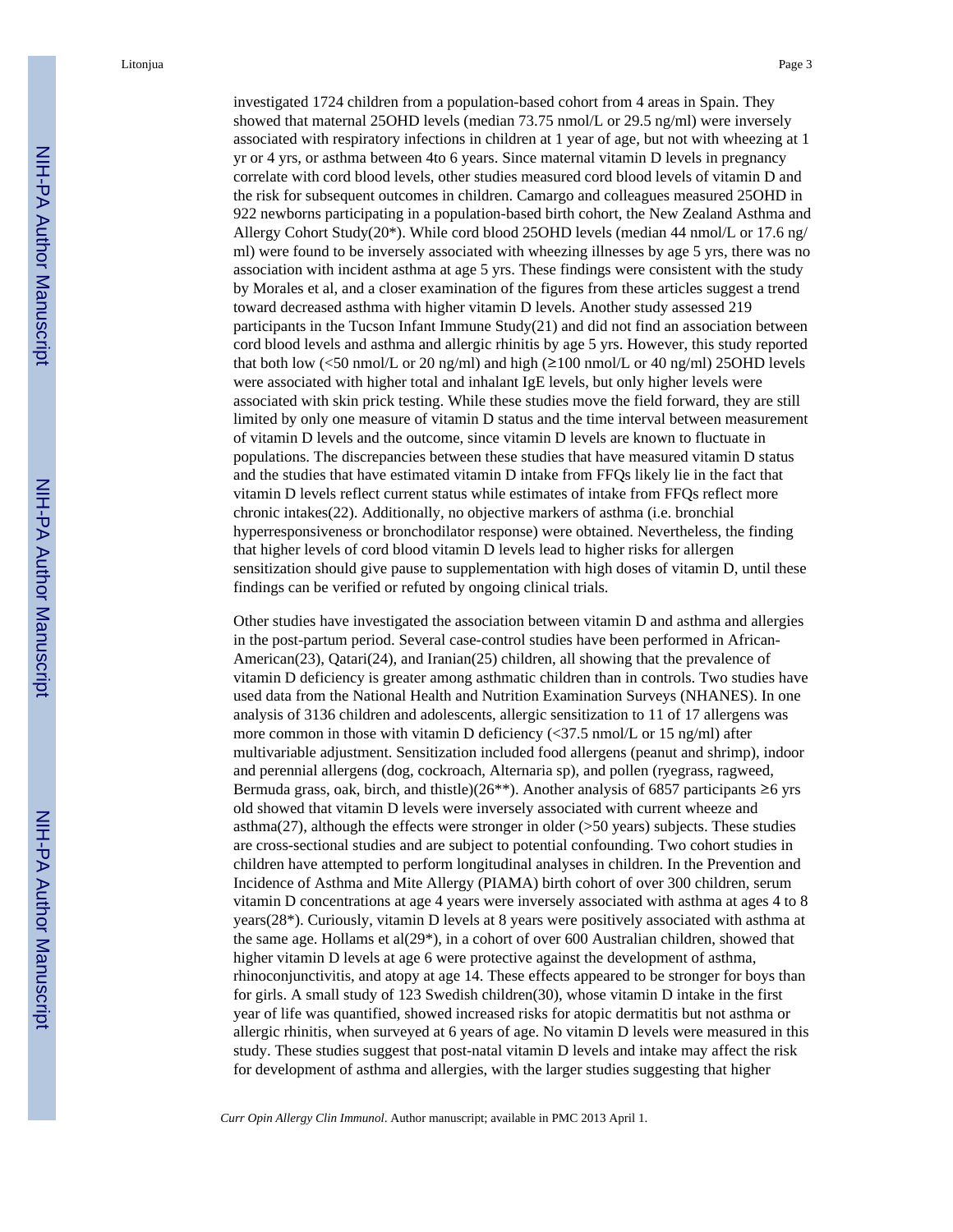investigated 1724 children from a population-based cohort from 4 areas in Spain. They showed that maternal 25OHD levels (median 73.75 nmol/L or 29.5 ng/ml) were inversely associated with respiratory infections in children at 1 year of age, but not with wheezing at 1 yr or 4 yrs, or asthma between 4to 6 years. Since maternal vitamin D levels in pregnancy correlate with cord blood levels, other studies measured cord blood levels of vitamin D and the risk for subsequent outcomes in children. Camargo and colleagues measured 25OHD in 922 newborns participating in a population-based birth cohort, the New Zealand Asthma and Allergy Cohort Study(20*). While cord blood 25OHD levels (median 44 nmol/L or 17.6 ng/ml) were found to be inversely associated with wheezing illnesses by age 5 yrs, there was no association with incident asthma at age 5 yrs. These findings were consistent with the study by Morales et al, and a closer examination of the figures from these articles suggest a trend toward decreased asthma with higher vitamin D levels. Another study assessed 219 participants in the Tucson Infant Immune Study(21) and did not find an association between cord blood levels and asthma and allergic rhinitis by age 5 yrs. However, this study reported that both low (<50 nmol/L or 20 ng/ml) and high (≥100 nmol/L or 40 ng/ml) 25OHD levels were associated with higher total and inhalant IgE levels, but only higher levels were associated with skin prick testing. While these studies move the field forward, they are still limited by only one measure of vitamin D status and the time interval between measurement of vitamin D levels and the outcome, since vitamin D levels are known to fluctuate in populations. The discrepancies between these studies that have measured vitamin D status and the studies that have estimated vitamin D intake from FFQs likely lie in the fact that vitamin D levels reflect current status while estimates of intake from FFQs reflect more chronic intakes(22). Additionally, no objective markers of asthma (i.e. bronchial hyperresponsiveness or bronchodilator response) were obtained. Nevertheless, the finding that higher levels of cord blood vitamin D levels lead to higher risks for allergen sensitization should give pause to supplementation with high doses of vitamin D, until these findings can be verified or refuted by ongoing clinical trials.

Other studies have investigated the association between vitamin D and asthma and allergies in the post-partum period. Several case-control studies have been performed in African-American(23), Qatari(24), and Iranian(25) children, all showing that the prevalence of vitamin D deficiency is greater among asthmatic children than in controls. Two studies have used data from the National Health and Nutrition Examination Surveys (NHANES). In one analysis of 3136 children and adolescents, allergic sensitization to 11 of 17 allergens was more common in those with vitamin D deficiency (<37.5 nmol/L or 15 ng/ml) after multivariable adjustment. Sensitization included food allergens (peanut and shrimp), indoor and perennial allergens (dog, cockroach, Alternaria sp), and pollen (ryegrass, ragweed, Bermuda grass, oak, birch, and thistle)(26**). Another analysis of 6857 participants ≥6 yrs old showed that vitamin D levels were inversely associated with current wheeze and asthma(27), although the effects were stronger in older (>50 years) subjects. These studies are cross-sectional studies and are subject to potential confounding. Two cohort studies in children have attempted to perform longitudinal analyses in children. In the Prevention and Incidence of Asthma and Mite Allergy (PIAMA) birth cohort of over 300 children, serum vitamin D concentrations at age 4 years were inversely associated with asthma at ages 4 to 8 years(28*). Curiously, vitamin D levels at 8 years were positively associated with asthma at the same age. Hollams et al(29*), in a cohort of over 600 Australian children, showed that higher vitamin D levels at age 6 were protective against the development of asthma, rhinoconjunctivitis, and atopy at age 14. These effects appeared to be stronger for boys than for girls. A small study of 123 Swedish children(30), whose vitamin D intake in the first year of life was quantified, showed increased risks for atopic dermatitis but not asthma or allergic rhinitis, when surveyed at 6 years of age. No vitamin D levels were measured in this study. These studies suggest that post-natal vitamin D levels and intake may affect the risk for development of asthma and allergies, with the larger studies suggesting that higher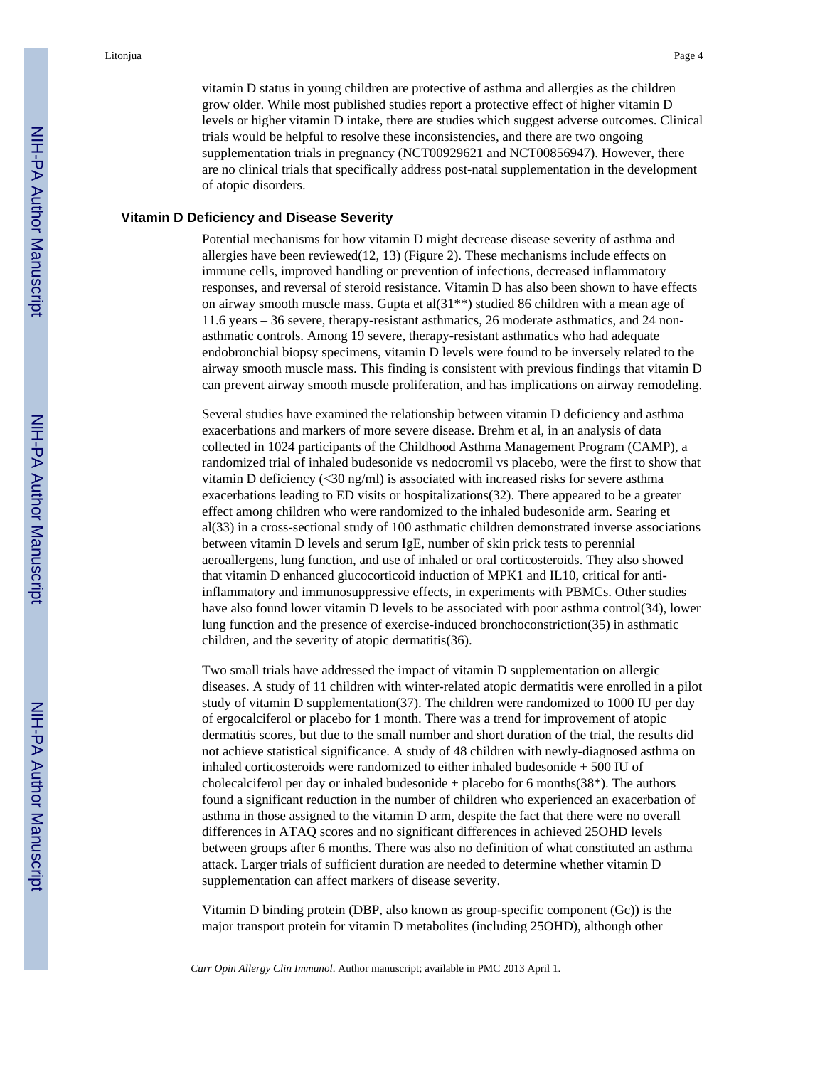vitamin D status in young children are protective of asthma and allergies as the children grow older. While most published studies report a protective effect of higher vitamin D levels or higher vitamin D intake, there are studies which suggest adverse outcomes. Clinical trials would be helpful to resolve these inconsistencies, and there are two ongoing supplementation trials in pregnancy (NCT00929621 and NCT00856947). However, there are no clinical trials that specifically address post-natal supplementation in the development of atopic disorders.

## Vitamin D Deficiency and Disease Severity

Potential mechanisms for how vitamin D might decrease disease severity of asthma and allergies have been reviewed(12, 13) (Figure 2). These mechanisms include effects on immune cells, improved handling or prevention of infections, decreased inflammatory responses, and reversal of steroid resistance. Vitamin D has also been shown to have effects on airway smooth muscle mass. Gupta et al(31**) studied 86 children with a mean age of 11.6 years – 36 severe, therapy-resistant asthmatics, 26 moderate asthmatics, and 24 non-asthmatic controls. Among 19 severe, therapy-resistant asthmatics who had adequate endobronchial biopsy specimens, vitamin D levels were found to be inversely related to the airway smooth muscle mass. This finding is consistent with previous findings that vitamin D can prevent airway smooth muscle proliferation, and has implications on airway remodeling.

Several studies have examined the relationship between vitamin D deficiency and asthma exacerbations and markers of more severe disease. Brehm et al, in an analysis of data collected in 1024 participants of the Childhood Asthma Management Program (CAMP), a randomized trial of inhaled budesonide vs nedocromil vs placebo, were the first to show that vitamin D deficiency (<30 ng/ml) is associated with increased risks for severe asthma exacerbations leading to ED visits or hospitalizations(32). There appeared to be a greater effect among children who were randomized to the inhaled budesonide arm. Searing et al(33) in a cross-sectional study of 100 asthmatic children demonstrated inverse associations between vitamin D levels and serum IgE, number of skin prick tests to perennial aeroallergens, lung function, and use of inhaled or oral corticosteroids. They also showed that vitamin D enhanced glucocorticoid induction of MPK1 and IL10, critical for anti-inflammatory and immunosuppressive effects, in experiments with PBMCs. Other studies have also found lower vitamin D levels to be associated with poor asthma control(34), lower lung function and the presence of exercise-induced bronchoconstriction(35) in asthmatic children, and the severity of atopic dermatitis(36).

Two small trials have addressed the impact of vitamin D supplementation on allergic diseases. A study of 11 children with winter-related atopic dermatitis were enrolled in a pilot study of vitamin D supplementation(37). The children were randomized to 1000 IU per day of ergocalciferol or placebo for 1 month. There was a trend for improvement of atopic dermatitis scores, but due to the small number and short duration of the trial, the results did not achieve statistical significance. A study of 48 children with newly-diagnosed asthma on inhaled corticosteroids were randomized to either inhaled budesonide + 500 IU of cholecalciferol per day or inhaled budesonide + placebo for 6 months(38*). The authors found a significant reduction in the number of children who experienced an exacerbation of asthma in those assigned to the vitamin D arm, despite the fact that there were no overall differences in ATAQ scores and no significant differences in achieved 25OHD levels between groups after 6 months. There was also no definition of what constituted an asthma attack. Larger trials of sufficient duration are needed to determine whether vitamin D supplementation can affect markers of disease severity.

Vitamin D binding protein (DBP, also known as group-specific component (Gc)) is the major transport protein for vitamin D metabolites (including 25OHD), although other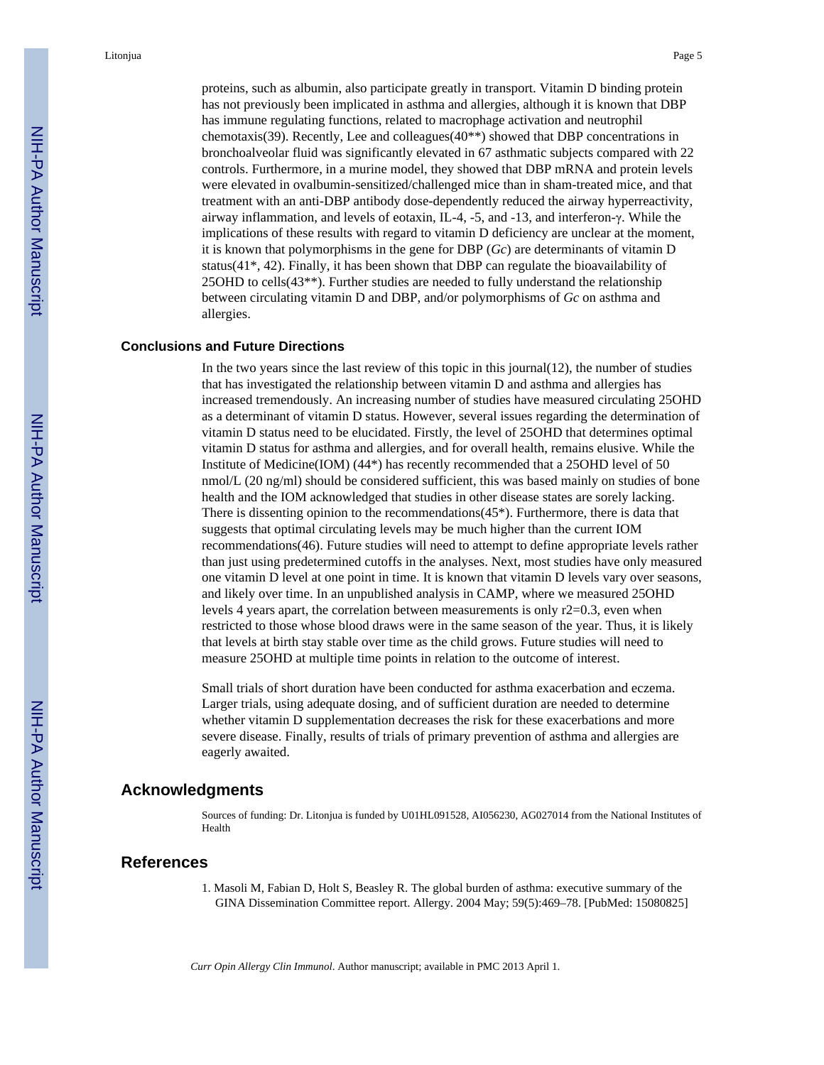proteins, such as albumin, also participate greatly in transport. Vitamin D binding protein has not previously been implicated in asthma and allergies, although it is known that DBP has immune regulating functions, related to macrophage activation and neutrophil chemotaxis(39). Recently, Lee and colleagues(40**) showed that DBP concentrations in bronchoalveolar fluid was significantly elevated in 67 asthmatic subjects compared with 22 controls. Furthermore, in a murine model, they showed that DBP mRNA and protein levels were elevated in ovalbumin-sensitized/challenged mice than in sham-treated mice, and that treatment with an anti-DBP antibody dose-dependently reduced the airway hyperreactivity, airway inflammation, and levels of eotaxin, IL-4, -5, and -13, and interferon-γ. While the implications of these results with regard to vitamin D deficiency are unclear at the moment, it is known that polymorphisms in the gene for DBP (*Gc*) are determinants of vitamin D status(41*, 42). Finally, it has been shown that DBP can regulate the bioavailability of 25OHD to cells(43**). Further studies are needed to fully understand the relationship between circulating vitamin D and DBP, and/or polymorphisms of *Gc* on asthma and allergies.

### Conclusions and Future Directions

In the two years since the last review of this topic in this journal(12), the number of studies that has investigated the relationship between vitamin D and asthma and allergies has increased tremendously. An increasing number of studies have measured circulating 25OHD as a determinant of vitamin D status. However, several issues regarding the determination of vitamin D status need to be elucidated. Firstly, the level of 25OHD that determines optimal vitamin D status for asthma and allergies, and for overall health, remains elusive. While the Institute of Medicine(IOM) (44*) has recently recommended that a 25OHD level of 50 nmol/L (20 ng/ml) should be considered sufficient, this was based mainly on studies of bone health and the IOM acknowledged that studies in other disease states are sorely lacking. There is dissenting opinion to the recommendations(45*). Furthermore, there is data that suggests that optimal circulating levels may be much higher than the current IOM recommendations(46). Future studies will need to attempt to define appropriate levels rather than just using predetermined cutoffs in the analyses. Next, most studies have only measured one vitamin D level at one point in time. It is known that vitamin D levels vary over seasons, and likely over time. In an unpublished analysis in CAMP, where we measured 25OHD levels 4 years apart, the correlation between measurements is only $r2=0.3$, even when restricted to those whose blood draws were in the same season of the year. Thus, it is likely that levels at birth stay stable over time as the child grows. Future studies will need to measure 25OHD at multiple time points in relation to the outcome of interest.

Small trials of short duration have been conducted for asthma exacerbation and eczema. Larger trials, using adequate dosing, and of sufficient duration are needed to determine whether vitamin D supplementation decreases the risk for these exacerbations and more severe disease. Finally, results of trials of primary prevention of asthma and allergies are eagerly awaited.

## Acknowledgments

Sources of funding: Dr. Litonjua is funded by U01HL091528, AI056230, AG027014 from the National Institutes of Health

## References

1. Masoli M, Fabian D, Holt S, Beasley R. The global burden of asthma: executive summary of the GINA Dissemination Committee report. Allergy. 2004 May; 59(5):469–78. [PubMed: 15080825]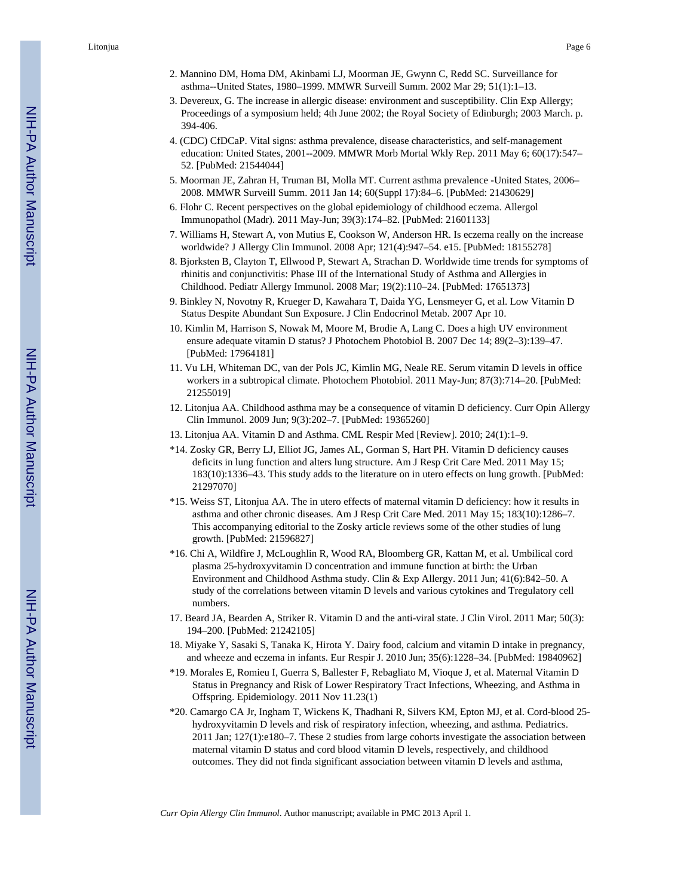2. Mannino DM, Homa DM, Akinbami LJ, Moorman JE, Gwynn C, Redd SC. Surveillance for asthma--United States, 1980–1999. MMWR Surveill Summ. 2002 Mar 29; 51(1):1–13.
3. Devereux, G. The increase in allergic disease: environment and susceptibility. Clin Exp Allergy; Proceedings of a symposium held; 4th June 2002; the Royal Society of Edinburgh; 2003 March. p. 394-406.
4. (CDC) CfDCaP. Vital signs: asthma prevalence, disease characteristics, and self-management education: United States, 2001--2009. MMWR Morb Mortal Wkly Rep. 2011 May 6; 60(17):547–52. [PubMed: 21544044]
5. Moorman JE, Zahran H, Truman BI, Molla MT. Current asthma prevalence -United States, 2006–2008. MMWR Surveill Summ. 2011 Jan 14; 60(Suppl 17):84–6. [PubMed: 21430629]
6. Flohr C. Recent perspectives on the global epidemiology of childhood eczema. Allergol Immunopathol (Madr). 2011 May-Jun; 39(3):174–82. [PubMed: 21601133]
7. Williams H, Stewart A, von Mutius E, Cookson W, Anderson HR. Is eczema really on the increase worldwide? J Allergy Clin Immunol. 2008 Apr; 121(4):947–54. e15. [PubMed: 18155278]
8. Bjorksten B, Clayton T, Ellwood P, Stewart A, Strachan D. Worldwide time trends for symptoms of rhinitis and conjunctivitis: Phase III of the International Study of Asthma and Allergies in Childhood. Pediatr Allergy Immunol. 2008 Mar; 19(2):110–24. [PubMed: 17651373]
9. Binkley N, Novotny R, Krueger D, Kawahara T, Daida YG, Lensmeyer G, et al. Low Vitamin D Status Despite Abundant Sun Exposure. J Clin Endocrinol Metab. 2007 Apr 10.
10. Kimlin M, Harrison S, Nowak M, Moore M, Brodie A, Lang C. Does a high UV environment ensure adequate vitamin D status? J Photochem Photobiol B. 2007 Dec 14; 89(2–3):139–47. [PubMed: 17964181]
11. Vu LH, Whiteman DC, van der Pols JC, Kimlin MG, Neale RE. Serum vitamin D levels in office workers in a subtropical climate. Photochem Photobiol. 2011 May-Jun; 87(3):714–20. [PubMed: 21255019]
12. Litonjua AA. Childhood asthma may be a consequence of vitamin D deficiency. Curr Opin Allergy Clin Immunol. 2009 Jun; 9(3):202–7. [PubMed: 19365260]
13. Litonjua AA. Vitamin D and Asthma. CML Respir Med [Review]. 2010; 24(1):1–9.

*14. Zosky GR, Berry LJ, Elliot JG, James AL, Gorman S, Hart PH. Vitamin D deficiency causes deficits in lung function and alters lung structure. Am J Resp Crit Care Med. 2011 May 15; 183(10):1336–43. This study adds to the literature on in utero effects on lung growth. [PubMed: 21297070]

*15. Weiss ST, Litonjua AA. The in utero effects of maternal vitamin D deficiency: how it results in asthma and other chronic diseases. Am J Resp Crit Care Med. 2011 May 15; 183(10):1286–7. This accompanying editorial to the Zosky article reviews some of the other studies of lung growth. [PubMed: 21596827]

*16. Chi A, Wildfire J, McLoughlin R, Wood RA, Bloomberg GR, Kattan M, et al. Umbilical cord plasma 25-hydroxyvitamin D concentration and immune function at birth: the Urban Environment and Childhood Asthma study. Clin & Exp Allergy. 2011 Jun; 41(6):842–50. A study of the correlations between vitamin D levels and various cytokines and Tregulatory cell numbers.

17. Beard JA, Bearden A, Striker R. Vitamin D and the anti-viral state. J Clin Virol. 2011 Mar; 50(3): 194–200. [PubMed: 21242105]
18. Miyake Y, Sasaki S, Tanaka K, Hirota Y. Dairy food, calcium and vitamin D intake in pregnancy, and wheeze and eczema in infants. Eur Respir J. 2010 Jun; 35(6):1228–34. [PubMed: 19840962]

*19. Morales E, Romieu I, Guerra S, Ballester F, Rebagliato M, Vioque J, et al. Maternal Vitamin D Status in Pregnancy and Risk of Lower Respiratory Tract Infections, Wheezing, and Asthma in Offspring. Epidemiology. 2011 Nov 11.23(1)

*20. Camargo CA Jr, Ingham T, Wickens K, Thadhani R, Silvers KM, Epton MJ, et al. Cord-blood 25-hydroxyvitamin D levels and risk of respiratory infection, wheezing, and asthma. Pediatrics. 2011 Jan; 127(1):e180–7. These 2 studies from large cohorts investigate the association between maternal vitamin D status and cord blood vitamin D levels, respectively, and childhood outcomes. They did not finda significant association between vitamin D levels and asthma,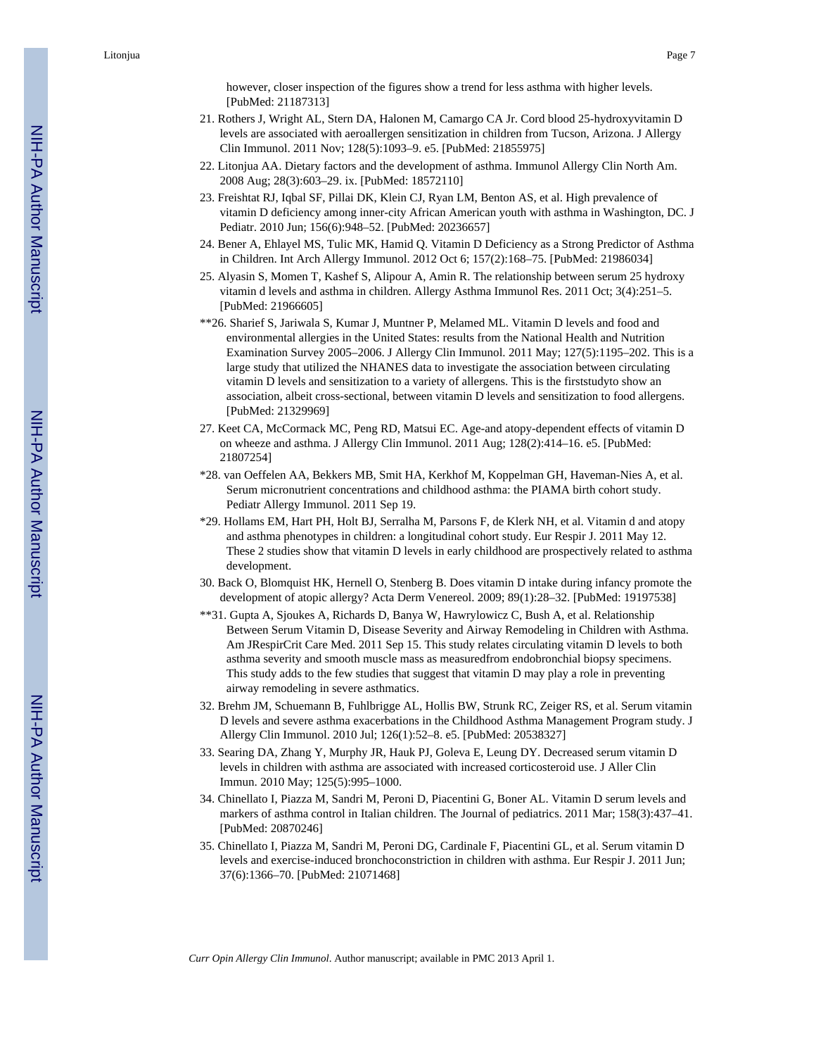however, closer inspection of the figures show a trend for less asthma with higher levels. [PubMed: 21187313]

21. Rothers J, Wright AL, Stern DA, Halonen M, Camargo CA Jr. Cord blood 25-hydroxyvitamin D levels are associated with aeroallergen sensitization in children from Tucson, Arizona. J Allergy Clin Immunol. 2011 Nov; 128(5):1093–9. e5. [PubMed: 21855975]
22. Litonjua AA. Dietary factors and the development of asthma. Immunol Allergy Clin North Am. 2008 Aug; 28(3):603–29. ix. [PubMed: 18572110]
23. Freishtat RJ, Iqbal SF, Pillai DK, Klein CJ, Ryan LM, Benton AS, et al. High prevalence of vitamin D deficiency among inner-city African American youth with asthma in Washington, DC. J Pediatr. 2010 Jun; 156(6):948–52. [PubMed: 20236657]
24. Bener A, Ehlayel MS, Tulic MK, Hamid Q. Vitamin D Deficiency as a Strong Predictor of Asthma in Children. Int Arch Allergy Immunol. 2012 Oct 6; 157(2):168–75. [PubMed: 21986034]
25. Alyasin S, Momen T, Kashef S, Alipour A, Amin R. The relationship between serum 25 hydroxy vitamin d levels and asthma in children. Allergy Asthma Immunol Res. 2011 Oct; 3(4):251–5. [PubMed: 21966605]

**26. Sharief S, Jariwala S, Kumar J, Muntner P, Melamed ML. Vitamin D levels and food and environmental allergies in the United States: results from the National Health and Nutrition Examination Survey 2005–2006. J Allergy Clin Immunol. 2011 May; 127(5):1195–202. This is a large study that utilized the NHANES data to investigate the association between circulating vitamin D levels and sensitization to a variety of allergens. This is the firststudyto show an association, albeit cross-sectional, between vitamin D levels and sensitization to food allergens. [PubMed: 21329969]

27. Keet CA, McCormack MC, Peng RD, Matsui EC. Age-and atopy-dependent effects of vitamin D on wheeze and asthma. J Allergy Clin Immunol. 2011 Aug; 128(2):414–16. e5. [PubMed: 21807254]

*28. van Oeffelen AA, Bekkers MB, Smit HA, Kerkhof M, Koppelman GH, Haveman-Nies A, et al. Serum micronutrient concentrations and childhood asthma: the PIAMA birth cohort study. Pediatr Allergy Immunol. 2011 Sep 19.

*29. Hollams EM, Hart PH, Holt BJ, Serralha M, Parsons F, de Klerk NH, et al. Vitamin d and atopy and asthma phenotypes in children: a longitudinal cohort study. Eur Respir J. 2011 May 12. These 2 studies show that vitamin D levels in early childhood are prospectively related to asthma development.

30. Back O, Blomquist HK, Hernell O, Stenberg B. Does vitamin D intake during infancy promote the development of atopic allergy? Acta Derm Venereol. 2009; 89(1):28–32. [PubMed: 19197538]

**31. Gupta A, Sjoukes A, Richards D, Banya W, Hawrylowicz C, Bush A, et al. Relationship Between Serum Vitamin D, Disease Severity and Airway Remodeling in Children with Asthma. Am JRespirCrit Care Med. 2011 Sep 15. This study relates circulating vitamin D levels to both asthma severity and smooth muscle mass as measuredfrom endobronchial biopsy specimens. This study adds to the few studies that suggest that vitamin D may play a role in preventing airway remodeling in severe asthmatics.

32. Brehm JM, Schuemann B, Fuhlbrigge AL, Hollis BW, Strunk RC, Zeiger RS, et al. Serum vitamin D levels and severe asthma exacerbations in the Childhood Asthma Management Program study. J Allergy Clin Immunol. 2010 Jul; 126(1):52–8. e5. [PubMed: 20538327]
33. Searing DA, Zhang Y, Murphy JR, Hauk PJ, Goleva E, Leung DY. Decreased serum vitamin D levels in children with asthma are associated with increased corticosteroid use. J Aller Clin Immun. 2010 May; 125(5):995–1000.
34. Chinellato I, Piazza M, Sandri M, Peroni D, Piacentini G, Boner AL. Vitamin D serum levels and markers of asthma control in Italian children. The Journal of pediatrics. 2011 Mar; 158(3):437–41. [PubMed: 20870246]
35. Chinellato I, Piazza M, Sandri M, Peroni DG, Cardinale F, Piacentini GL, et al. Serum vitamin D levels and exercise-induced bronchoconstriction in children with asthma. Eur Respir J. 2011 Jun; 37(6):1366–70. [PubMed: 21071468]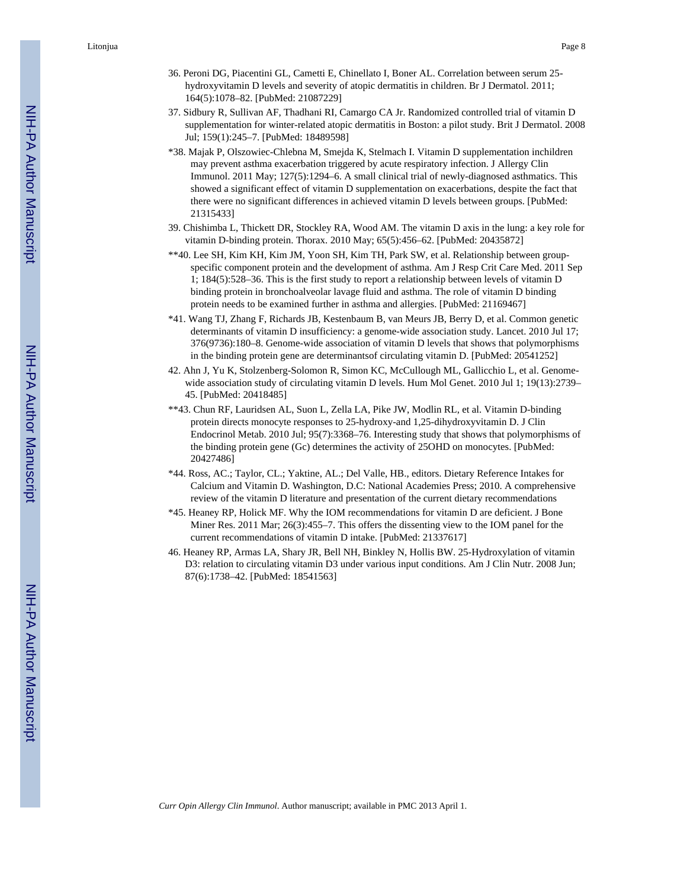36. Peroni DG, Piacentini GL, Cametti E, Chinellato I, Boner AL. Correlation between serum 25-hydroxyvitamin D levels and severity of atopic dermatitis in children. Br J Dermatol. 2011; 164(5):1078–82. [PubMed: 21087229]

37. Sidbury R, Sullivan AF, Thadhani RI, Camargo CA Jr. Randomized controlled trial of vitamin D supplementation for winter-related atopic dermatitis in Boston: a pilot study. Brit J Dermatol. 2008 Jul; 159(1):245–7. [PubMed: 18489598]

*38. Majak P, Olszowiec-Chlebna M, Smejda K, Stelmach I. Vitamin D supplementation inchildren may prevent asthma exacerbation triggered by acute respiratory infection. J Allergy Clin Immunol. 2011 May; 127(5):1294–6. A small clinical trial of newly-diagnosed asthmatics. This showed a significant effect of vitamin D supplementation on exacerbations, despite the fact that there were no significant differences in achieved vitamin D levels between groups. [PubMed: 21315433]

39. Chishimba L, Thickett DR, Stockley RA, Wood AM. The vitamin D axis in the lung: a key role for vitamin D-binding protein. Thorax. 2010 May; 65(5):456–62. [PubMed: 20435872]

**40. Lee SH, Kim KH, Kim JM, Yoon SH, Kim TH, Park SW, et al. Relationship between group-specific component protein and the development of asthma. Am J Resp Crit Care Med. 2011 Sep 1; 184(5):528–36. This is the first study to report a relationship between levels of vitamin D binding protein in bronchoalveolar lavage fluid and asthma. The role of vitamin D binding protein needs to be examined further in asthma and allergies. [PubMed: 21169467]

*41. Wang TJ, Zhang F, Richards JB, Kestenbaum B, van Meurs JB, Berry D, et al. Common genetic determinants of vitamin D insufficiency: a genome-wide association study. Lancet. 2010 Jul 17; 376(9736):180–8. Genome-wide association of vitamin D levels that shows that polymorphisms in the binding protein gene are determinantsof circulating vitamin D. [PubMed: 20541252]

42. Ahn J, Yu K, Stolzenberg-Solomon R, Simon KC, McCullough ML, Gallicchio L, et al. Genome-wide association study of circulating vitamin D levels. Hum Mol Genet. 2010 Jul 1; 19(13):2739–45. [PubMed: 20418485]

**43. Chun RF, Lauridsen AL, Suon L, Zella LA, Pike JW, Modlin RL, et al. Vitamin D-binding protein directs monocyte responses to 25-hydroxy-and 1,25-dihydroxyvitamin D. J Clin Endocrinol Metab. 2010 Jul; 95(7):3368–76. Interesting study that shows that polymorphisms of the binding protein gene (Gc) determines the activity of 25OHD on monocytes. [PubMed: 20427486]

*44. Ross, AC.; Taylor, CL.; Yaktine, AL.; Del Valle, HB., editors. Dietary Reference Intakes for Calcium and Vitamin D. Washington, D.C: National Academies Press; 2010. A comprehensive review of the vitamin D literature and presentation of the current dietary recommendations

*45. Heaney RP, Holick MF. Why the IOM recommendations for vitamin D are deficient. J Bone Miner Res. 2011 Mar; 26(3):455–7. This offers the dissenting view to the IOM panel for the current recommendations of vitamin D intake. [PubMed: 21337617]

46. Heaney RP, Armas LA, Shary JR, Bell NH, Binkley N, Hollis BW. 25-Hydroxylation of vitamin D3: relation to circulating vitamin D3 under various input conditions. Am J Clin Nutr. 2008 Jun; 87(6):1738–42. [PubMed: 18541563]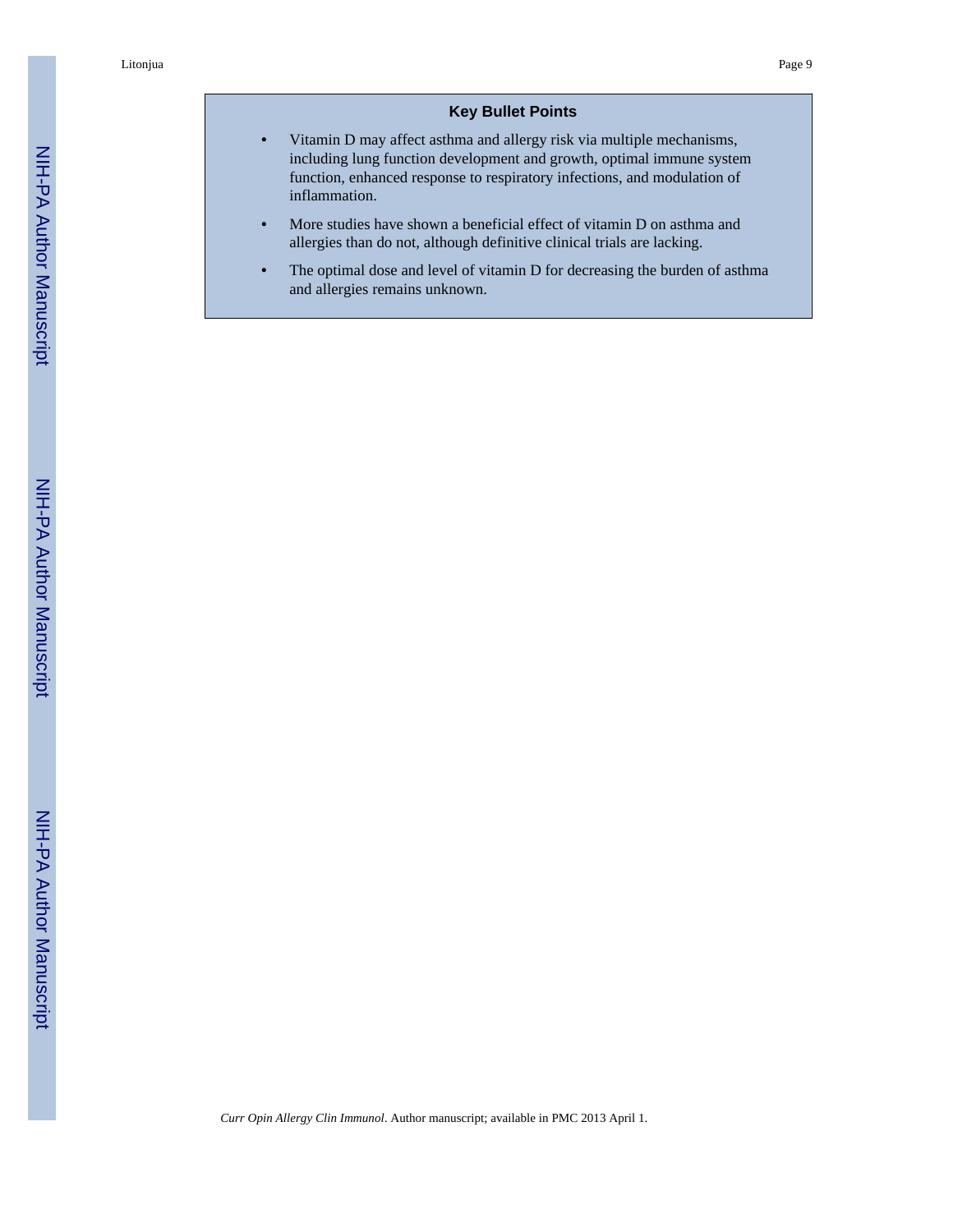## Key Bullet Points

- Vitamin D may affect asthma and allergy risk via multiple mechanisms, including lung function development and growth, optimal immune system function, enhanced response to respiratory infections, and modulation of inflammation.
- More studies have shown a beneficial effect of vitamin D on asthma and allergies than do not, although definitive clinical trials are lacking.
- The optimal dose and level of vitamin D for decreasing the burden of asthma and allergies remains unknown.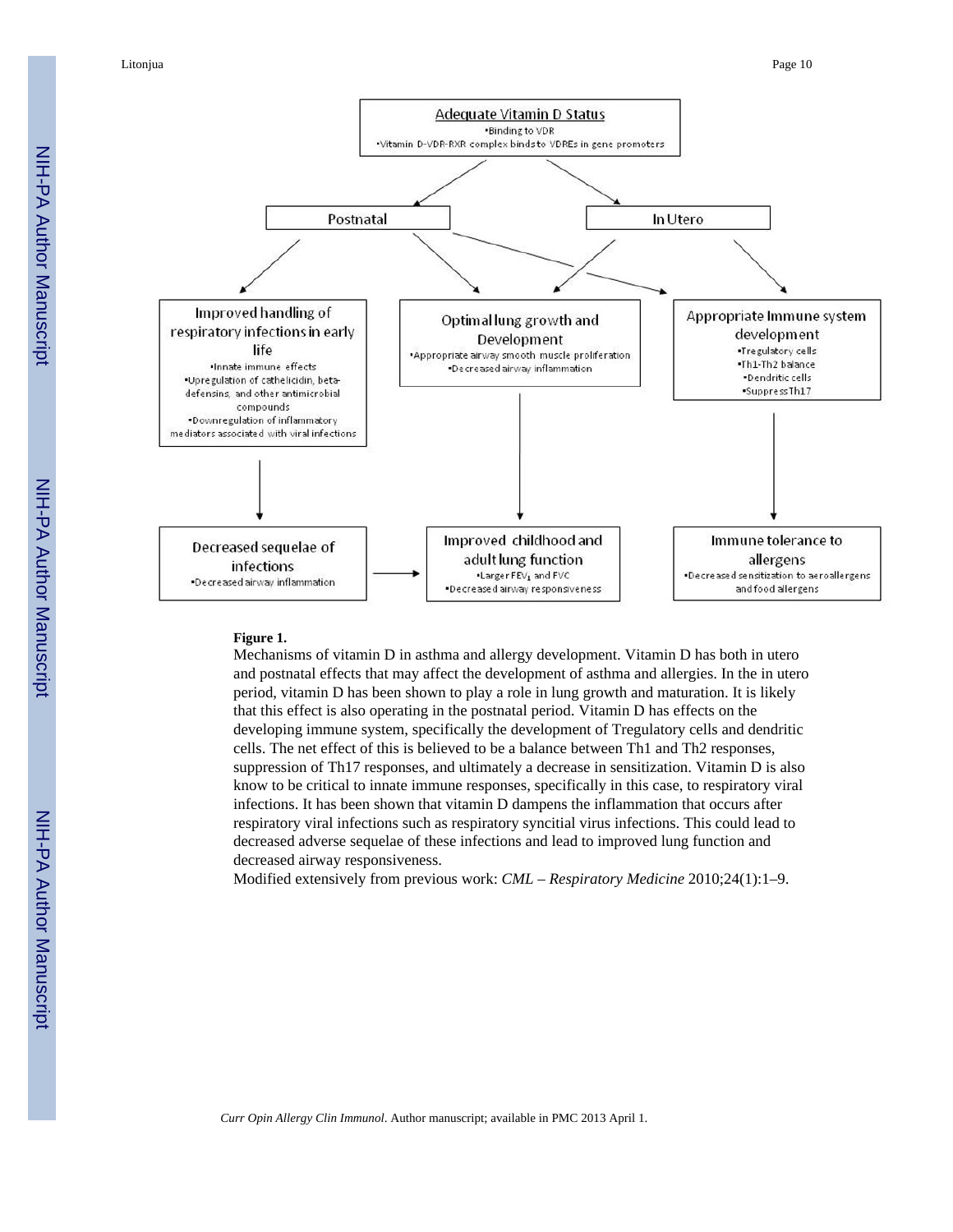**Figure 1.**

Mechanisms of vitamin D in asthma and allergy development. Vitamin D has both in utero and postnatal effects that may affect the development of asthma and allergies. In the in utero period, vitamin D has been shown to play a role in lung growth and maturation. It is likely that this effect is also operating in the postnatal period. Vitamin D has effects on the developing immune system, specifically the development of Tregulatory cells and dendritic cells. The net effect of this is believed to be a balance between Th1 and Th2 responses, suppression of Th17 responses, and ultimately a decrease in sensitization. Vitamin D is also know to be critical to innate immune responses, specifically in this case, to respiratory viral infections. It has been shown that vitamin D dampens the inflammation that occurs after respiratory viral infections such as respiratory syncitial virus infections. This could lead to decreased adverse sequelae of these infections and lead to improved lung function and decreased airway responsiveness.

Modified extensively from previous work: *CML – Respiratory Medicine* 2010;24(1):1–9.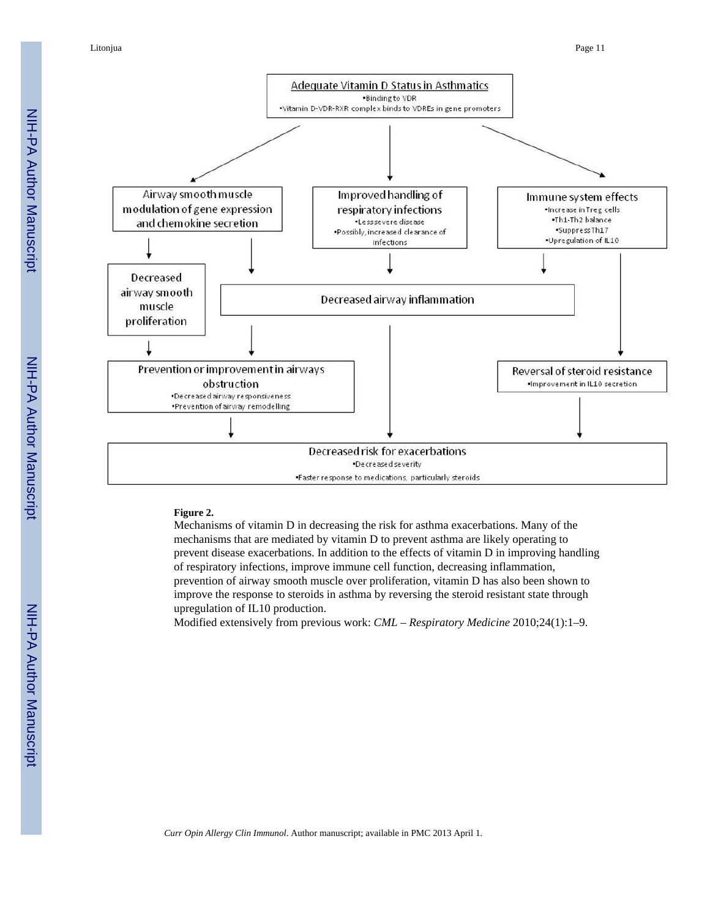Adequate Vitamin D Status in Asthmatics

•Binding to VDR

•Vitamin D-VDR-RXR complex binds to VDREs in gene promoters

Airway smooth muscle modulation of gene expression and chemokine secretion

Improved handling of respiratory infections

•Less severe disease

•Possibly, increased clearance of infections

Immune system effects

•Increase in Treg cells

•Th1-Th2 balance

•Suppress Th17

•Upregulation of IL10

Decreased airway smooth muscle proliferation

Decreased airway inflammation

Prevention or improvement in airways obstruction

•Decreased airway responsiveness

•Prevention of airway remodelling

Reversal of steroid resistance

•Improvement in IL10 secretion

Decreased risk for exacerbations

•Decreased severity

•Faster response to medications, particularly steroids

**Figure 2.**

Mechanisms of vitamin D in decreasing the risk for asthma exacerbations. Many of the mechanisms that are mediated by vitamin D to prevent asthma are likely operating to prevent disease exacerbations. In addition to the effects of vitamin D in improving handling of respiratory infections, improve immune cell function, decreasing inflammation, prevention of airway smooth muscle over proliferation, vitamin D has also been shown to improve the response to steroids in asthma by reversing the steroid resistant state through upregulation of IL10 production.

Modified extensively from previous work: *CML – Respiratory Medicine* 2010;24(1):1–9.